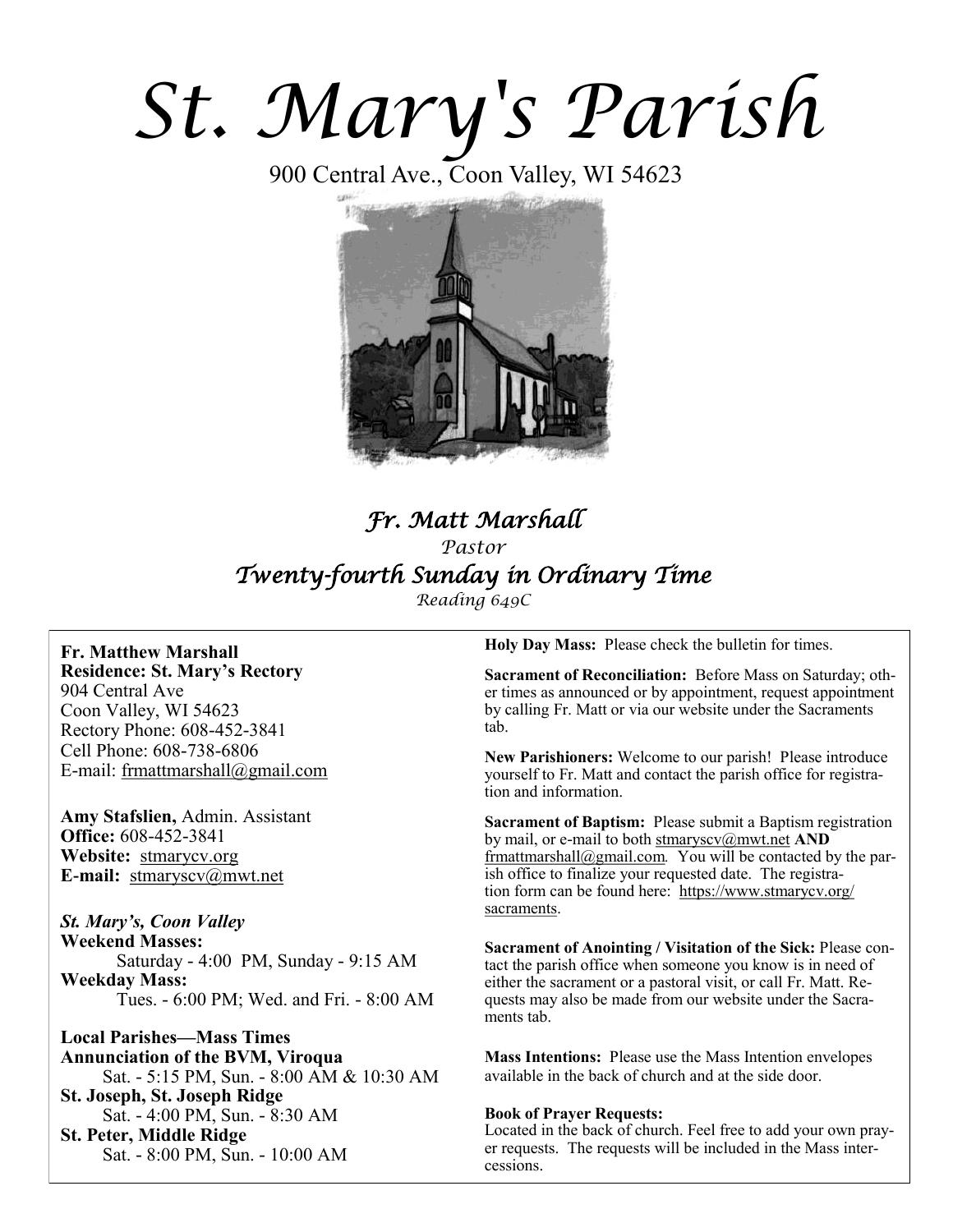# St. Mary's Parish

900 Central Ave., Coon Valley, WI 54623

## *Fr. Matt Marshall*

*Pastor*

## *Twenty-fourth Sunday in Ordinary Time*

*Reading 649C*

**Fr. Matthew Marshall**
**Residence: St. Mary's Rectory**
904 Central Ave
Coon Valley, WI 54623
Rectory Phone: 608-452-3841
Cell Phone: 608-738-6806
E-mail: frmattmarshall@gmail.com

**Amy Stafslien,** Admin. Assistant
**Office:** 608-452-3841
**Website:** stmarycv.org
**E-mail:** stmaryscv@mwt.net

***St. Mary's, Coon Valley***
**Weekend Masses:**
Saturday - 4:00 PM, Sunday - 9:15 AM
**Weekday Mass:**
Tues. - 6:00 PM; Wed. and Fri. - 8:00 AM

**Local Parishes—Mass Times**
**Annunciation of the BVM, Viroqua**
Sat. - 5:15 PM, Sun. - 8:00 AM & 10:30 AM
**St. Joseph, St. Joseph Ridge**
Sat. - 4:00 PM, Sun. - 8:30 AM
**St. Peter, Middle Ridge**
Sat. - 8:00 PM, Sun. - 10:00 AM

**Holy Day Mass:** Please check the bulletin for times.

**Sacrament of Reconciliation:** Before Mass on Saturday; other times as announced or by appointment, request appointment by calling Fr. Matt or via our website under the Sacraments tab.

**New Parishioners:** Welcome to our parish! Please introduce yourself to Fr. Matt and contact the parish office for registration and information.

**Sacrament of Baptism:** Please submit a Baptism registration by mail, or e-mail to both stmaryscv@mwt.net **AND** frmattmarshall@gmail.com. You will be contacted by the parish office to finalize your requested date. The registration form can be found here: https://www.stmarycv.org/sacraments.

**Sacrament of Anointing / Visitation of the Sick:** Please contact the parish office when someone you know is in need of either the sacrament or a pastoral visit, or call Fr. Matt. Requests may also be made from our website under the Sacraments tab.

**Mass Intentions:** Please use the Mass Intention envelopes available in the back of church and at the side door.

**Book of Prayer Requests:**
Located in the back of church. Feel free to add your own prayer requests. The requests will be included in the Mass intercessions.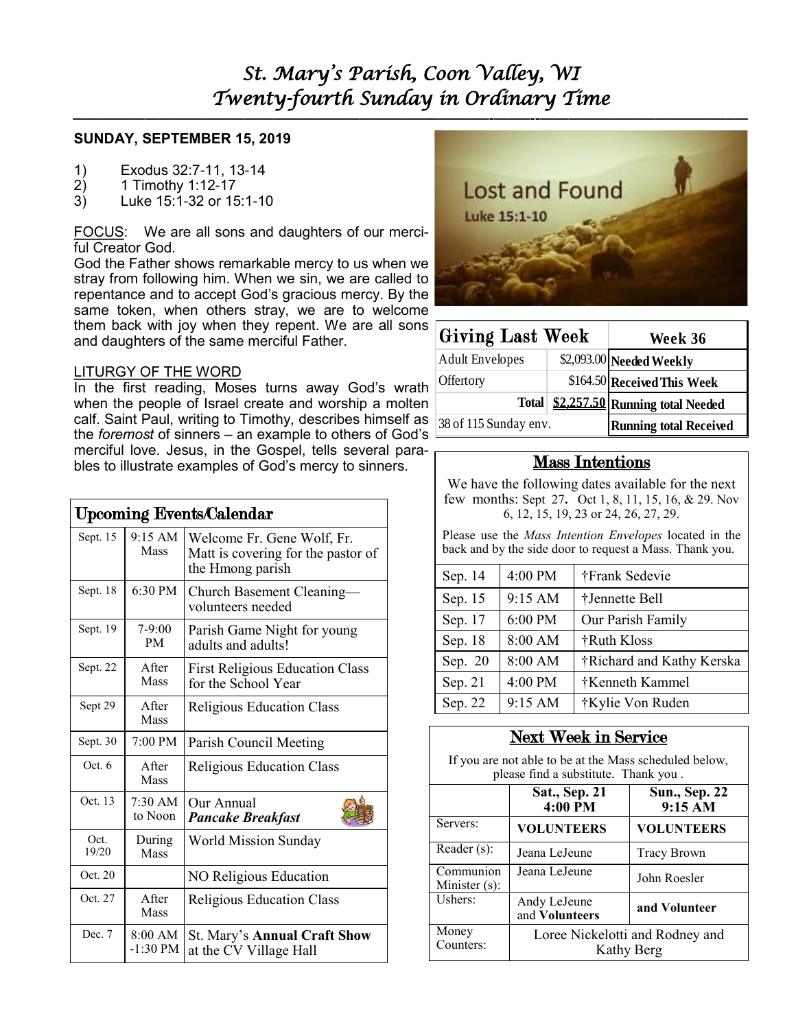# St. Mary's Parish, Coon Valley, WI
# Twenty-fourth Sunday in Ordinary Time

**SUNDAY, SEPTEMBER 15, 2019**

1) Exodus 32:7-11, 13-14
2) 1 Timothy 1:12-17
3) Luke 15:1-32 or 15:1-10

FOCUS: We are all sons and daughters of our merciful Creator God.

God the Father shows remarkable mercy to us when we stray from following him. When we sin, we are called to repentance and to accept God's gracious mercy. By the same token, when others stray, we are to welcome them back with joy when they repent. We are all sons and daughters of the same merciful Father.

LITURGY OF THE WORD

In the first reading, Moses turns away God's wrath when the people of Israel create and worship a molten calf. Saint Paul, writing to Timothy, describes himself as the *foremost* of sinners – an example to others of God's merciful love. Jesus, in the Gospel, tells several parables to illustrate examples of God's mercy to sinners.

## Upcoming Events/Calendar

| Date | Time | Event |
|---|---|---|
| Sept. 15 | 9:15 AM Mass | Welcome Fr. Gene Wolf, Fr. Matt is covering for the pastor of the Hmong parish |
| Sept. 18 | 6:30 PM | Church Basement Cleaning—volunteers needed |
| Sept. 19 | 7-9:00 PM | Parish Game Night for young adults and adults! |
| Sept. 22 | After Mass | First Religious Education Class for the School Year |
| Sept 29 | After Mass | Religious Education Class |
| Sept. 30 | 7:00 PM | Parish Council Meeting |
| Oct. 6 | After Mass | Religious Education Class |
| Oct. 13 | 7:30 AM to Noon | Our Annual ***Pancake Breakfast*** |
| Oct. 19/20 | During Mass | World Mission Sunday |
| Oct. 20 | | NO Religious Education |
| Oct. 27 | After Mass | Religious Education Class |
| Dec. 7 | 8:00 AM -1:30 PM | St. Mary's **Annual Craft Show** at the CV Village Hall |

Lost and Found
Luke 15:1-10

## Giving Last Week

| Giving Last Week | | Week 36 |
|---|---|---|
| Adult Envelopes | $2,093.00 | **Needed Weekly** |
| Offertory | $164.50 | **Received This Week** |
| **Total** | **$2,257.50** | **Running total Needed** |
| 38 of 115 Sunday env. | | **Running total Received** |

## Mass Intentions

We have the following dates available for the next few months: Sept 27. Oct 1, 8, 11, 15, 16, & 29. Nov 6, 12, 15, 19, 23 or 24, 26, 27, 29.

Please use the *Mass Intention Envelopes* located in the back and by the side door to request a Mass. Thank you.

| Date | Time | Intention |
|---|---|---|
| Sep. 14 | 4:00 PM | †Frank Sedevie |
| Sep. 15 | 9:15 AM | †Jennette Bell |
| Sep. 17 | 6:00 PM | Our Parish Family |
| Sep. 18 | 8:00 AM | †Ruth Kloss |
| Sep. 20 | 8:00 AM | †Richard and Kathy Kerska |
| Sep. 21 | 4:00 PM | †Kenneth Kammel |
| Sep. 22 | 9:15 AM | †Kylie Von Ruden |

## Next Week in Service

If you are not able to be at the Mass scheduled below, please find a substitute. Thank you .

| | **Sat., Sep. 21 4:00 PM** | **Sun., Sep. 22 9:15 AM** |
|---|---|---|
| Servers: | **VOLUNTEERS** | **VOLUNTEERS** |
| Reader (s): | Jeana LeJeune | Tracy Brown |
| Communion Minister (s): | Jeana LeJeune | John Roesler |
| Ushers: | Andy LeJeune and **Volunteers** | **and Volunteer** |
| Money Counters: | Loree Nickelotti and Rodney and Kathy Berg | |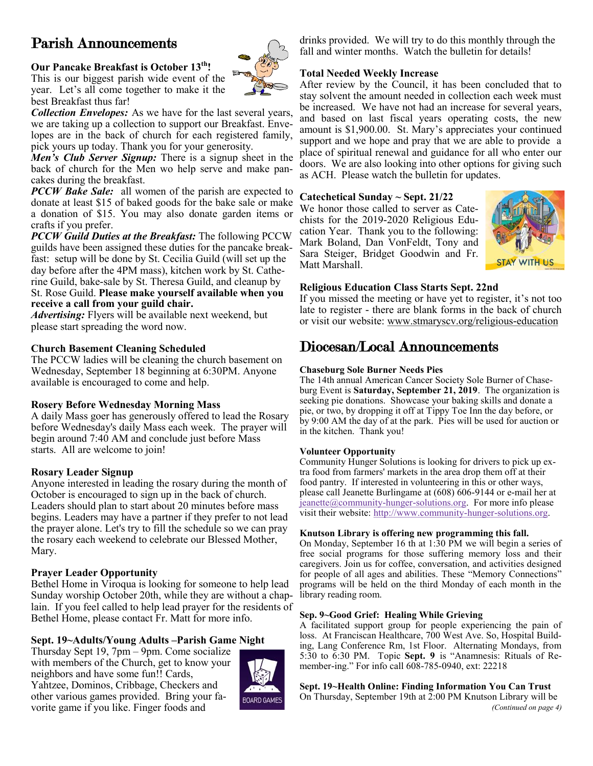# Parish Announcements

**Our Pancake Breakfast is October 13th!**

This is our biggest parish wide event of the year. Let's all come together to make it the best Breakfast thus far!

***Collection Envelopes:*** As we have for the last several years, we are taking up a collection to support our Breakfast. Envelopes are in the back of church for each registered family, pick yours up today. Thank you for your generosity.

***Men's Club Server Signup:*** There is a signup sheet in the back of church for the Men wo help serve and make pancakes during the breakfast.

***PCCW Bake Sale:*** all women of the parish are expected to donate at least $15 of baked goods for the bake sale or make a donation of $15. You may also donate garden items or crafts if you prefer.

***PCCW Guild Duties at the Breakfast:*** The following PCCW guilds have been assigned these duties for the pancake breakfast: setup will be done by St. Cecilia Guild (will set up the day before after the 4PM mass), kitchen work by St. Catherine Guild, bake-sale by St. Theresa Guild, and cleanup by St. Rose Guild. **Please make yourself available when you receive a call from your guild chair.**

***Advertising:*** Flyers will be available next weekend, but please start spreading the word now.

**Church Basement Cleaning Scheduled**

The PCCW ladies will be cleaning the church basement on Wednesday, September 18 beginning at 6:30PM. Anyone available is encouraged to come and help.

**Rosery Before Wednesday Morning Mass**

A daily Mass goer has generously offered to lead the Rosary before Wednesday's daily Mass each week. The prayer will begin around 7:40 AM and conclude just before Mass starts. All are welcome to join!

**Rosary Leader Signup**

Anyone interested in leading the rosary during the month of October is encouraged to sign up in the back of church. Leaders should plan to start about 20 minutes before mass begins. Leaders may have a partner if they prefer to not lead the prayer alone. Let's try to fill the schedule so we can pray the rosary each weekend to celebrate our Blessed Mother, Mary.

**Prayer Leader Opportunity**

Bethel Home in Viroqua is looking for someone to help lead Sunday worship October 20th, while they are without a chaplain. If you feel called to help lead prayer for the residents of Bethel Home, please contact Fr. Matt for more info.

**Sept. 19~Adults/Young Adults –Parish Game Night**

Thursday Sept 19, 7pm – 9pm. Come socialize with members of the Church, get to know your neighbors and have some fun!! Cards, Yahtzee, Dominos, Cribbage, Checkers and other various games provided. Bring your favorite game if you like. Finger foods and drinks provided. We will try to do this monthly through the fall and winter months. Watch the bulletin for details!

**Total Needed Weekly Increase**

After review by the Council, it has been concluded that to stay solvent the amount needed in collection each week must be increased. We have not had an increase for several years, and based on last fiscal years operating costs, the new amount is $1,900.00. St. Mary's appreciates your continued support and we hope and pray that we are able to provide a place of spiritual renewal and guidance for all who enter our doors. We are also looking into other options for giving such as ACH. Please watch the bulletin for updates.

**Catechetical Sunday ~ Sept. 21/22**

We honor those called to server as Catechists for the 2019-2020 Religious Education Year. Thank you to the following: Mark Boland, Dan VonFeldt, Tony and Sara Steiger, Bridget Goodwin and Fr. Matt Marshall.

**Religious Education Class Starts Sept. 22nd**

If you missed the meeting or have yet to register, it's not too late to register - there are blank forms in the back of church or visit our website: www.stmaryscv.org/religious-education

# Diocesan/Local Announcements

**Chaseburg Sole Burner Needs Pies**

The 14th annual American Cancer Society Sole Burner of Chaseburg Event is **Saturday, September 21, 2019**. The organization is seeking pie donations. Showcase your baking skills and donate a pie, or two, by dropping it off at Tippy Toe Inn the day before, or by 9:00 AM the day of at the park. Pies will be used for auction or in the kitchen. Thank you!

**Volunteer Opportunity**

Community Hunger Solutions is looking for drivers to pick up extra food from farmers' markets in the area drop them off at their food pantry. If interested in volunteering in this or other ways, please call Jeanette Burlingame at (608) 606-9144 or e-mail her at jeanette@community-hunger-solutions.org. For more info please visit their website: http://www.community-hunger-solutions.org.

**Knutson Library is offering new programming this fall.**

On Monday, September 16 th at 1:30 PM we will begin a series of free social programs for those suffering memory loss and their caregivers. Join us for coffee, conversation, and activities designed for people of all ages and abilities. These "Memory Connections" programs will be held on the third Monday of each month in the library reading room.

**Sep. 9~Good Grief: Healing While Grieving**

A facilitated support group for people experiencing the pain of loss. At Franciscan Healthcare, 700 West Ave. So, Hospital Building, Lang Conference Rm, 1st Floor. Alternating Mondays, from 5:30 to 6:30 PM. Topic **Sept. 9** is "Anamnesis: Rituals of Remember-ing." For info call 608-785-0940, ext: 22218

**Sept. 19~Health Online: Finding Information You Can Trust**

On Thursday, September 19th at 2:00 PM Knutson Library will be

*(Continued on page 4)*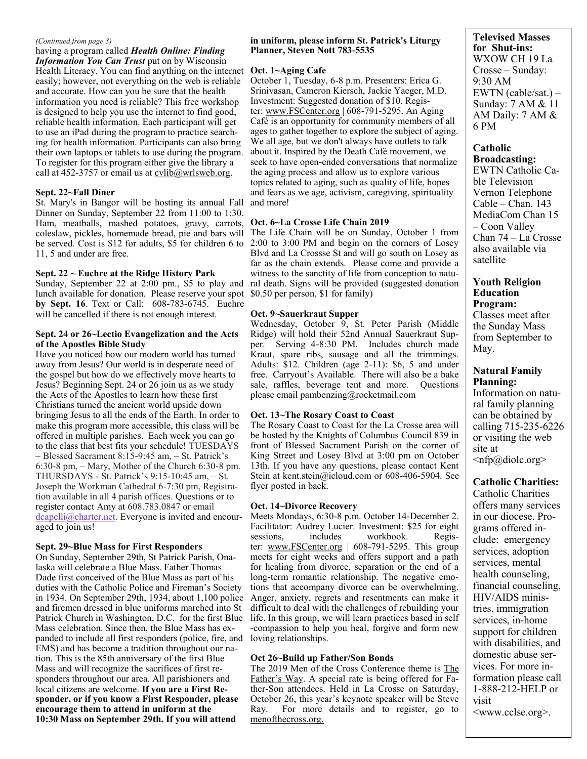*(Continued from page 3)*

having a program called ***Health Online: Finding Information You Can Trust*** put on by Wisconsin Health Literacy. You can find anything on the internet easily; however, not everything on the web is reliable and accurate. How can you be sure that the health information you need is reliable? This free workshop is designed to help you use the internet to find good, reliable health information. Each participant will get to use an iPad during the program to practice searching for health information. Participants can also bring their own laptops or tablets to use during the program. To register for this program either give the library a call at 452-3757 or email us at cvlib@wrlsweb.org.

**Sept. 22~Fall Diner**

St. Mary's in Bangor will be hosting its annual Fall Dinner on Sunday, September 22 from 11:00 to 1:30. Ham, meatballs, mashed potatoes, gravy, carrots, coleslaw, pickles, homemade bread, pie and bars will be served. Cost is $12 for adults, $5 for children 6 to 11, 5 and under are free.

**Sept. 22 ~ Euchre at the Ridge History Park**

Sunday, September 22 at 2:00 pm., $5 to play and lunch available for donation. Please reserve your spot **by Sept. 16**. Text or Call: 608-783-6745. Euchre will be cancelled if there is not enough interest.

**Sept. 24 or 26~Lectio Evangelization and the Acts of the Apostles Bible Study**

Have you noticed how our modern world has turned away from Jesus? Our world is in desperate need of the gospel but how do we effectively move hearts to Jesus? Beginning Sept. 24 or 26 join us as we study the Acts of the Apostles to learn how these first Christians turned the ancient world upside down bringing Jesus to all the ends of the Earth. In order to make this program more accessible, this class will be offered in multiple parishes. Each week you can go to the class that best fits your schedule! TUESDAYS – Blessed Sacrament 8:15-9:45 am, – St. Patrick's 6:30-8 pm, – Mary, Mother of the Church 6:30-8 pm. THURSDAYS - St. Patrick's 9:15-10:45 am, – St. Joseph the Workman Cathedral 6-7:30 pm, Registration available in all 4 parish offices. Questions or to register contact Amy at 608.783.0847 or email dcapelli@charter.net. Everyone is invited and encouraged to join us!

**Sept. 29~Blue Mass for First Responders**

On Sunday, September 29th, St Patrick Parish, Onalaska will celebrate a Blue Mass. Father Thomas Dade first conceived of the Blue Mass as part of his duties with the Catholic Police and Fireman's Society in 1934. On September 29th, 1934, about 1,100 police and firemen dressed in blue uniforms marched into St Patrick Church in Washington, D.C. for the first Blue Mass celebration. Since then, the Blue Mass has expanded to include all first responders (police, fire, and EMS) and has become a tradition throughout our nation. This is the 85th anniversary of the first Blue Mass and will recognize the sacrifices of first responders throughout our area. All parishioners and local citizens are welcome. **If you are a First Responder, or if you know a First Responder, please encourage them to attend in uniform at the 10:30 Mass on September 29th. If you will attend in uniform, please inform St. Patrick's Liturgy Planner, Steven Nott 783-5535**

**Oct. 1~Aging Cafe**

October 1, Tuesday, 6-8 p.m. Presenters: Erica G. Srinivasan, Cameron Kiersch, Jackie Yaeger, M.D. Investment: Suggested donation of $10. Register: www.FSCenter.org | 608-791-5295. An Aging Café is an opportunity for community members of all ages to gather together to explore the subject of aging. We all age, but we don't always have outlets to talk about it. Inspired by the Death Café movement, we seek to have open-ended conversations that normalize the aging process and allow us to explore various topics related to aging, such as quality of life, hopes and fears as we age, activism, caregiving, spirituality and more!

**Oct. 6~La Crosse Life Chain 2019**

The Life Chain will be on Sunday, October 1 from 2:00 to 3:00 PM and begin on the corners of Losey Blvd and La Crossse St and will go south on Losey as far as the chain extends. Please come and provide a witness to the sanctity of life from conception to natural death. Signs will be provided (suggested donation $0.50 per person, $1 for family)

**Oct. 9~Sauerkraut Supper**

Wednesday, October 9, St. Peter Parish (Middle Ridge) will hold their 52nd Annual Sauerkraut Supper. Serving 4-8:30 PM. Includes church made Kraut, spare ribs, sausage and all the trimmings. Adults: $12. Children (age 2-11): $6, 5 and under free. Carryout's Available. There will also be a bake sale, raffles, beverage tent and more. Questions please email pambenzing@rocketmail.com

**Oct. 13~The Rosary Coast to Coast**

The Rosary Coast to Coast for the La Crosse area will be hosted by the Knights of Columbus Council 839 in front of Blessed Sacrament Parish on the corner of King Street and Losey Blvd at 3:00 pm on October 13th. If you have any questions, please contact Kent Stein at kent.stein@icloud.com or 608-406-5904. See flyer posted in back.

**Oct. 14~Divorce Recovery**

Meets Mondays, 6:30-8 p.m. October 14-December 2. Facilitator: Audrey Lucier. Investment: $25 for eight sessions, includes workbook. Register: www.FSCenter.org | 608-791-5295. This group meets for eight weeks and offers support and a path for healing from divorce, separation or the end of a long-term romantic relationship. The negative emotions that accompany divorce can be overwhelming. Anger, anxiety, regrets and resentments can make it difficult to deal with the challenges of rebuilding your life. In this group, we will learn practices based in self-compassion to help you heal, forgive and form new loving relationships.

**Oct 26~Build up Father/Son Bonds**

The 2019 Men of the Cross Conference theme is The Father's Way. A special rate is being offered for Father-Son attendees. Held in La Crosse on Saturday, October 26, this year's keynote speaker will be Steve Ray. For more details and to register, go to menofthecross.org.

**Televised Masses for Shut-ins:**
WXOW CH 19 La Crosse – Sunday: 9:30 AM
EWTN (cable/sat.) – Sunday: 7 AM & 11 AM Daily: 7 AM & 6 PM

**Catholic Broadcasting:**
EWTN Catholic Cable Television
Vernon Telephone Cable – Chan. 143
MediaCom Chan 15 – Coon Valley
Chan 74 – La Crosse also available via satellite

**Youth Religion Education Program:**
Classes meet after the Sunday Mass from September to May.

**Natural Family Planning:**
Information on natural family planning can be obtained by calling 715-235-6226 or visiting the web site at <nfp@diolc.org>

**Catholic Charities:**
Catholic Charities offers many services in our diocese. Programs offered include: emergency services, adoption services, mental health counseling, financial counseling, HIV/AIDS ministries, immigration services, in-home support for children with disabilities, and domestic abuse services. For more information please call 1-888-212-HELP or visit <www.cclse.org>.